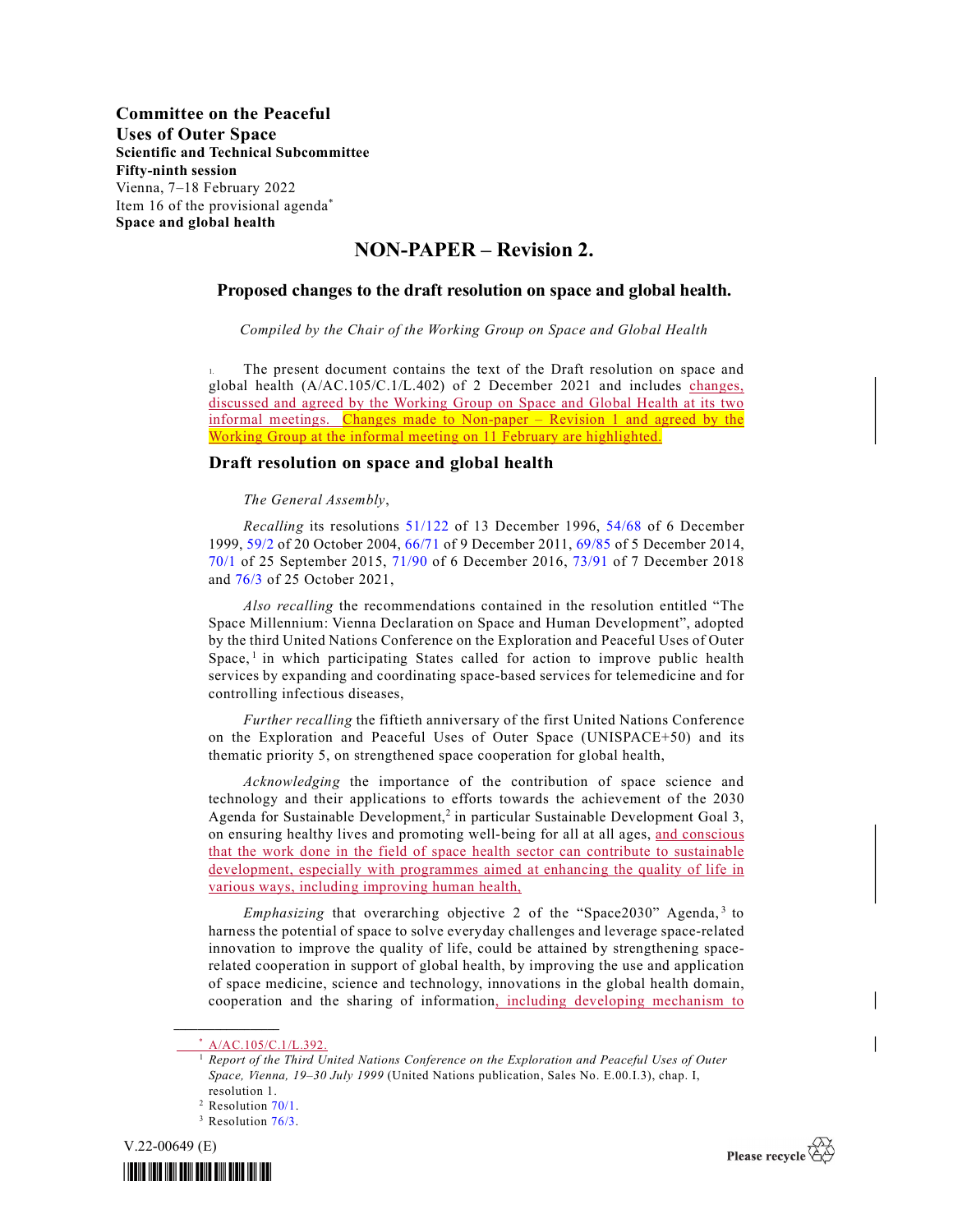**Committee on the Peaceful Uses of Outer Space**
**Scientific and Technical Subcommittee**
**Fifty-ninth session**
Vienna, 7–18 February 2022
Item 16 of the provisional agenda[*]
**Space and global health**

# NON-PAPER – Revision 2.

## Proposed changes to the draft resolution on space and global health.

*Compiled by the Chair of the Working Group on Space and Global Health*

1. The present document contains the text of the Draft resolution on space and global health (A/AC.105/C.1/L.402) of 2 December 2021 and includes changes, discussed and agreed by the Working Group on Space and Global Health at its two informal meetings. Changes made to Non-paper – Revision 1 and agreed by the Working Group at the informal meeting on 11 February are highlighted.

## Draft resolution on space and global health

*The General Assembly*,

*Recalling* its resolutions 51/122 of 13 December 1996, 54/68 of 6 December 1999, 59/2 of 20 October 2004, 66/71 of 9 December 2011, 69/85 of 5 December 2014, 70/1 of 25 September 2015, 71/90 of 6 December 2016, 73/91 of 7 December 2018 and 76/3 of 25 October 2021,

*Also recalling* the recommendations contained in the resolution entitled "The Space Millennium: Vienna Declaration on Space and Human Development", adopted by the third United Nations Conference on the Exploration and Peaceful Uses of Outer Space,[1] in which participating States called for action to improve public health services by expanding and coordinating space-based services for telemedicine and for controlling infectious diseases,

*Further recalling* the fiftieth anniversary of the first United Nations Conference on the Exploration and Peaceful Uses of Outer Space (UNISPACE+50) and its thematic priority 5, on strengthened space cooperation for global health,

*Acknowledging* the importance of the contribution of space science and technology and their applications to efforts towards the achievement of the 2030 Agenda for Sustainable Development,[2] in particular Sustainable Development Goal 3, on ensuring healthy lives and promoting well-being for all at all ages, and conscious that the work done in the field of space health sector can contribute to sustainable development, especially with programmes aimed at enhancing the quality of life in various ways, including improving human health,

*Emphasizing* that overarching objective 2 of the "Space2030" Agenda,[3] to harness the potential of space to solve everyday challenges and leverage space-related innovation to improve the quality of life, could be attained by strengthening space-related cooperation in support of global health, by improving the use and application of space medicine, science and technology, innovations in the global health domain, cooperation and the sharing of information, including developing mechanism to

---

[*] A/AC.105/C.1/L.392.

[1] *Report of the Third United Nations Conference on the Exploration and Peaceful Uses of Outer Space, Vienna, 19–30 July 1999* (United Nations publication, Sales No. E.00.I.3), chap. I, resolution 1.

[2] Resolution 70/1.

[3] Resolution 76/3.

V.22-00649 (E)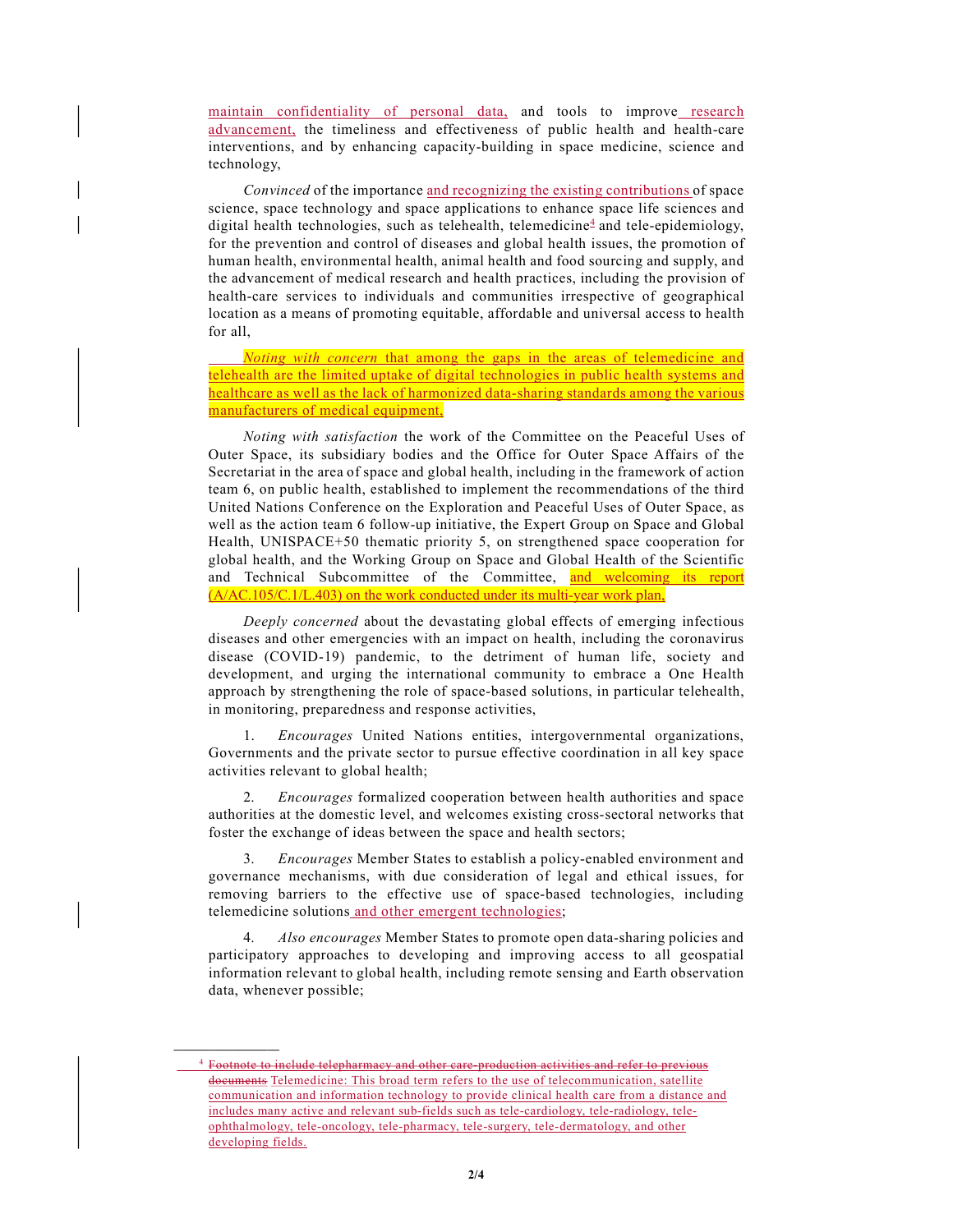maintain confidentiality of personal data, and tools to improve research advancement, the timeliness and effectiveness of public health and health-care interventions, and by enhancing capacity-building in space medicine, science and technology,

*Convinced* of the importance and recognizing the existing contributions of space science, space technology and space applications to enhance space life sciences and digital health technologies, such as telehealth, telemedicine[4] and tele-epidemiology, for the prevention and control of diseases and global health issues, the promotion of human health, environmental health, animal health and food sourcing and supply, and the advancement of medical research and health practices, including the provision of health-care services to individuals and communities irrespective of geographical location as a means of promoting equitable, affordable and universal access to health for all,

*Noting with concern* that among the gaps in the areas of telemedicine and telehealth are the limited uptake of digital technologies in public health systems and healthcare as well as the lack of harmonized data-sharing standards among the various manufacturers of medical equipment,

*Noting with satisfaction* the work of the Committee on the Peaceful Uses of Outer Space, its subsidiary bodies and the Office for Outer Space Affairs of the Secretariat in the area of space and global health, including in the framework of action team 6, on public health, established to implement the recommendations of the third United Nations Conference on the Exploration and Peaceful Uses of Outer Space, as well as the action team 6 follow-up initiative, the Expert Group on Space and Global Health, UNISPACE+50 thematic priority 5, on strengthened space cooperation for global health, and the Working Group on Space and Global Health of the Scientific and Technical Subcommittee of the Committee, and welcoming its report (A/AC.105/C.1/L.403) on the work conducted under its multi-year work plan,

*Deeply concerned* about the devastating global effects of emerging infectious diseases and other emergencies with an impact on health, including the coronavirus disease (COVID-19) pandemic, to the detriment of human life, society and development, and urging the international community to embrace a One Health approach by strengthening the role of space-based solutions, in particular telehealth, in monitoring, preparedness and response activities,

1. *Encourages* United Nations entities, intergovernmental organizations, Governments and the private sector to pursue effective coordination in all key space activities relevant to global health;

2. *Encourages* formalized cooperation between health authorities and space authorities at the domestic level, and welcomes existing cross-sectoral networks that foster the exchange of ideas between the space and health sectors;

3. *Encourages* Member States to establish a policy-enabled environment and governance mechanisms, with due consideration of legal and ethical issues, for removing barriers to the effective use of space-based technologies, including telemedicine solutions and other emergent technologies;

4. *Also encourages* Member States to promote open data-sharing policies and participatory approaches to developing and improving access to all geospatial information relevant to global health, including remote sensing and Earth observation data, whenever possible;

---

[4] ~~Footnote to include telepharmacy and other care-production activities and refer to previous documents~~ Telemedicine: This broad term refers to the use of telecommunication, satellite communication and information technology to provide clinical health care from a distance and includes many active and relevant sub-fields such as tele-cardiology, tele-radiology, tele-ophthalmology, tele-oncology, tele-pharmacy, tele-surgery, tele-dermatology, and other developing fields.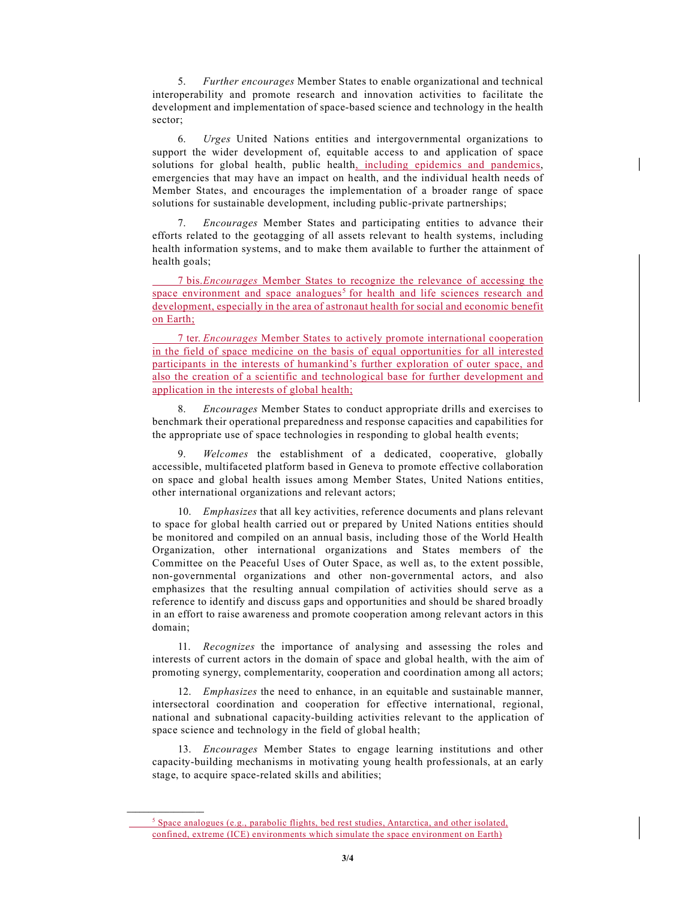5. *Further encourages* Member States to enable organizational and technical interoperability and promote research and innovation activities to facilitate the development and implementation of space-based science and technology in the health sector;

6. *Urges* United Nations entities and intergovernmental organizations to support the wider development of, equitable access to and application of space solutions for global health, public health, including epidemics and pandemics, emergencies that may have an impact on health, and the individual health needs of Member States, and encourages the implementation of a broader range of space solutions for sustainable development, including public-private partnerships;

7. *Encourages* Member States and participating entities to advance their efforts related to the geotagging of all assets relevant to health systems, including health information systems, and to make them available to further the attainment of health goals;

7 bis. *Encourages* Member States to recognize the relevance of accessing the space environment and space analogues[5] for health and life sciences research and development, especially in the area of astronaut health for social and economic benefit on Earth;

7 ter. *Encourages* Member States to actively promote international cooperation in the field of space medicine on the basis of equal opportunities for all interested participants in the interests of humankind's further exploration of outer space, and also the creation of a scientific and technological base for further development and application in the interests of global health;

8. *Encourages* Member States to conduct appropriate drills and exercises to benchmark their operational preparedness and response capacities and capabilities for the appropriate use of space technologies in responding to global health events;

9. *Welcomes* the establishment of a dedicated, cooperative, globally accessible, multifaceted platform based in Geneva to promote effective collaboration on space and global health issues among Member States, United Nations entities, other international organizations and relevant actors;

10. *Emphasizes* that all key activities, reference documents and plans relevant to space for global health carried out or prepared by United Nations entities should be monitored and compiled on an annual basis, including those of the World Health Organization, other international organizations and States members of the Committee on the Peaceful Uses of Outer Space, as well as, to the extent possible, non-governmental organizations and other non-governmental actors, and also emphasizes that the resulting annual compilation of activities should serve as a reference to identify and discuss gaps and opportunities and should be shared broadly in an effort to raise awareness and promote cooperation among relevant actors in this domain;

11. *Recognizes* the importance of analysing and assessing the roles and interests of current actors in the domain of space and global health, with the aim of promoting synergy, complementarity, cooperation and coordination among all actors;

12. *Emphasizes* the need to enhance, in an equitable and sustainable manner, intersectoral coordination and cooperation for effective international, regional, national and subnational capacity-building activities relevant to the application of space science and technology in the field of global health;

13. *Encourages* Member States to engage learning institutions and other capacity-building mechanisms in motivating young health professionals, at an early stage, to acquire space-related skills and abilities;

---

[5] Space analogues (e.g., parabolic flights, bed rest studies, Antarctica, and other isolated, confined, extreme (ICE) environments which simulate the space environment on Earth)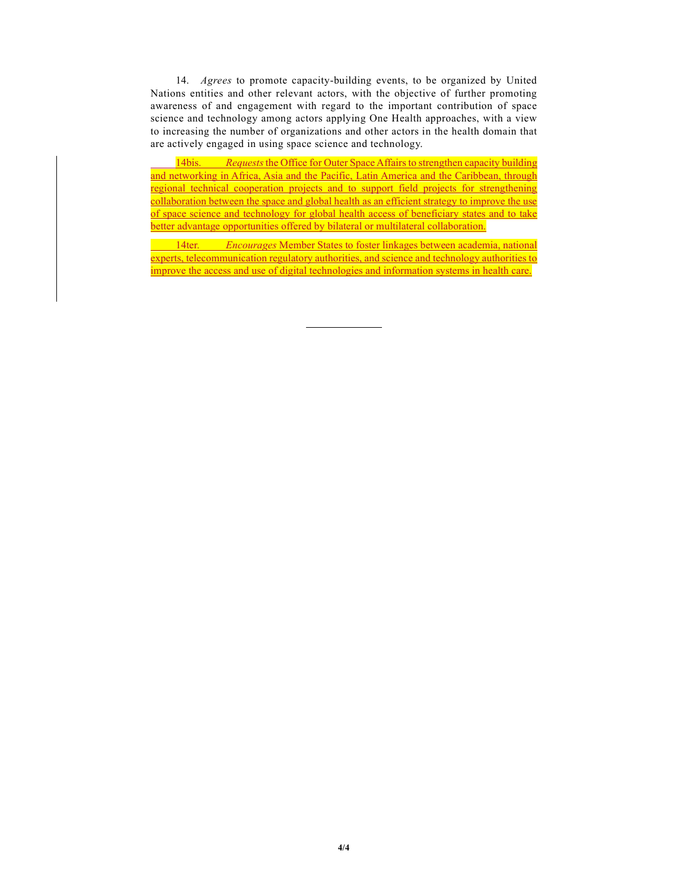14. *Agrees* to promote capacity-building events, to be organized by United Nations entities and other relevant actors, with the objective of further promoting awareness of and engagement with regard to the important contribution of space science and technology among actors applying One Health approaches, with a view to increasing the number of organizations and other actors in the health domain that are actively engaged in using space science and technology.

14bis. *Requests* the Office for Outer Space Affairs to strengthen capacity building and networking in Africa, Asia and the Pacific, Latin America and the Caribbean, through regional technical cooperation projects and to support field projects for strengthening collaboration between the space and global health as an efficient strategy to improve the use of space science and technology for global health access of beneficiary states and to take better advantage opportunities offered by bilateral or multilateral collaboration.

14ter. *Encourages* Member States to foster linkages between academia, national experts, telecommunication regulatory authorities, and science and technology authorities to improve the access and use of digital technologies and information systems in health care.